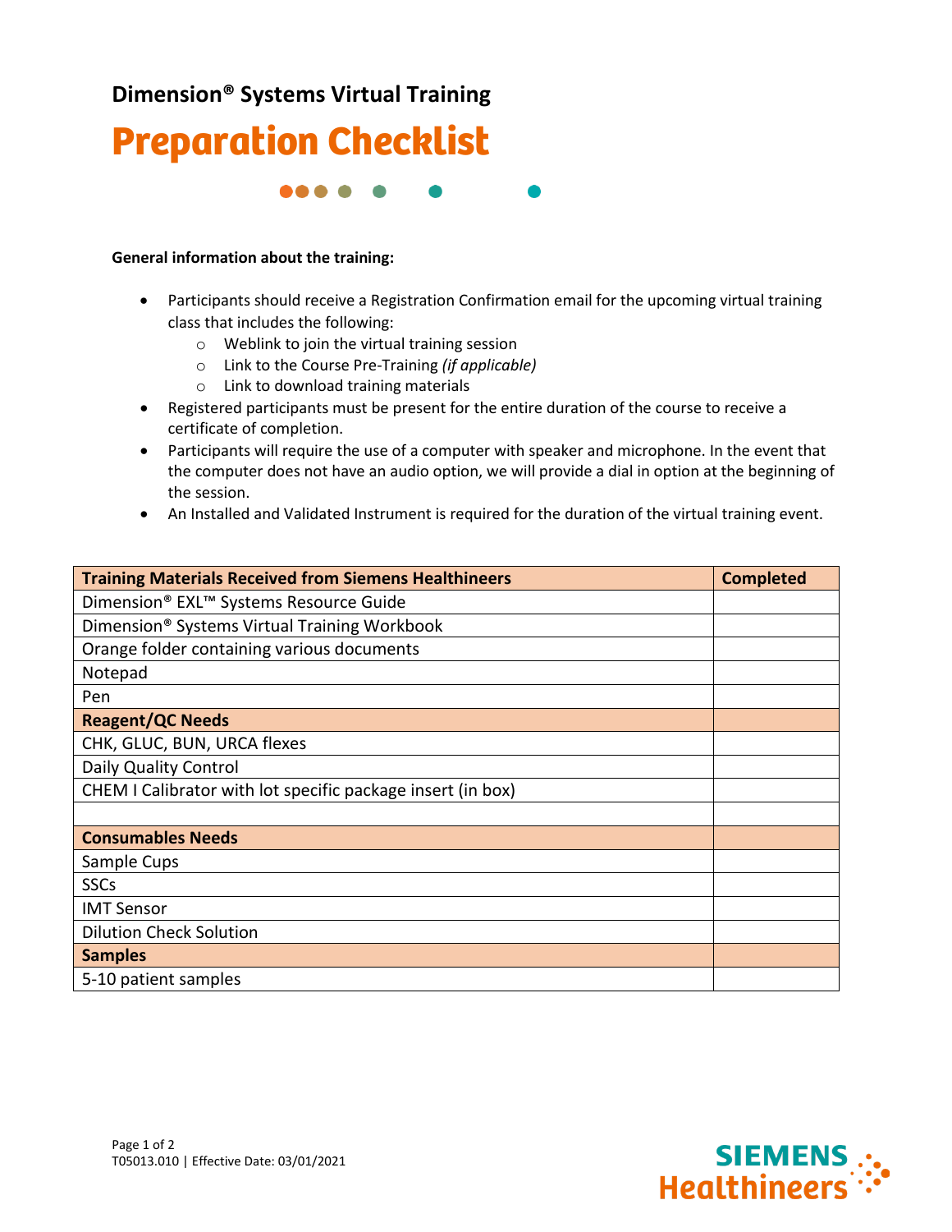## Dimension® Systems Virtual Training

# Preparation Checklist

**General information about the training:**

- Participants should receive a Registration Confirmation email for the upcoming virtual training class that includes the following:
  - Weblink to join the virtual training session
  - Link to the Course Pre-Training *(if applicable)*
  - Link to download training materials
- Registered participants must be present for the entire duration of the course to receive a certificate of completion.
- Participants will require the use of a computer with speaker and microphone. In the event that the computer does not have an audio option, we will provide a dial in option at the beginning of the session.
- An Installed and Validated Instrument is required for the duration of the virtual training event.

| **Training Materials Received from Siemens Healthineers** | **Completed** |
|---|---|
| Dimension® EXL™ Systems Resource Guide | |
| Dimension® Systems Virtual Training Workbook | |
| Orange folder containing various documents | |
| Notepad | |
| Pen | |
| **Reagent/QC Needs** | |
| CHK, GLUC, BUN, URCA flexes | |
| Daily Quality Control | |
| CHEM I Calibrator with lot specific package insert (in box) | |
| | |
| **Consumables Needs** | |
| Sample Cups | |
| SSCs | |
| IMT Sensor | |
| Dilution Check Solution | |
| **Samples** | |
| 5-10 patient samples | |

T05013.010 | Effective Date: 03/01/2021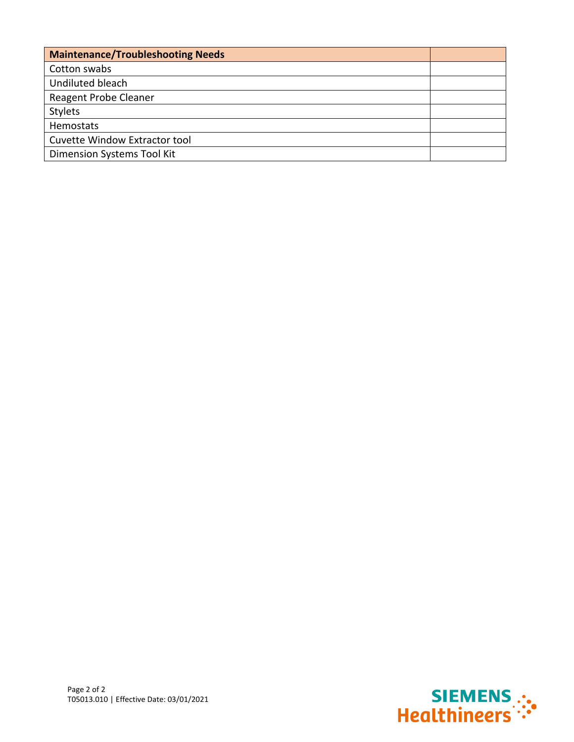| Maintenance/Troubleshooting Needs | |
|---|---|
| Cotton swabs | |
| Undiluted bleach | |
| Reagent Probe Cleaner | |
| Stylets | |
| Hemostats | |
| Cuvette Window Extractor tool | |
| Dimension Systems Tool Kit | |